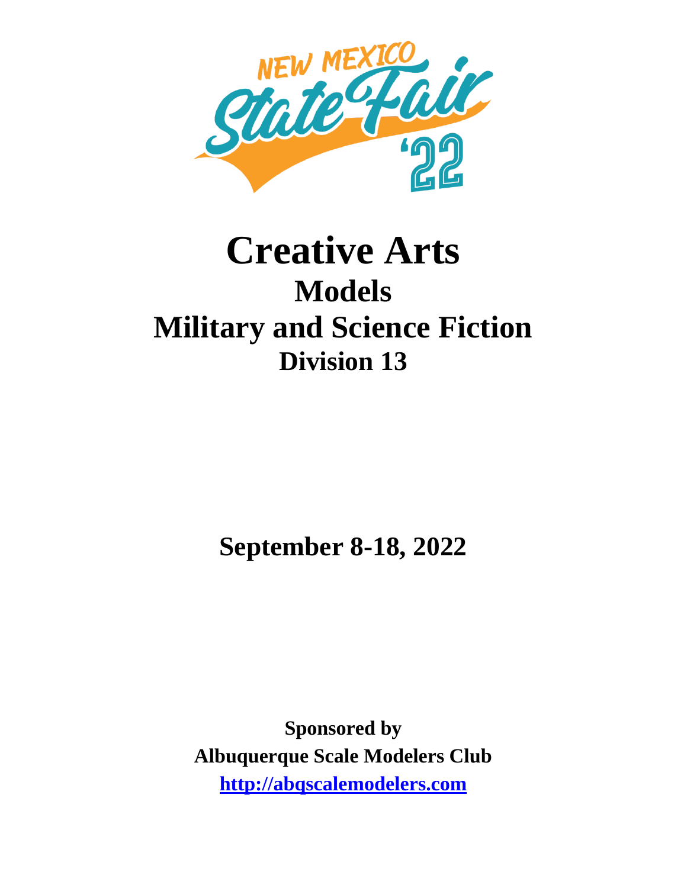NEW MEXICO State Fair '22

# Creative Arts

## Models

## Military and Science Fiction

### Division 13

**September 8-18, 2022**

**Sponsored by**

**Albuquerque Scale Modelers Club**

**http://abqscalemodelers.com**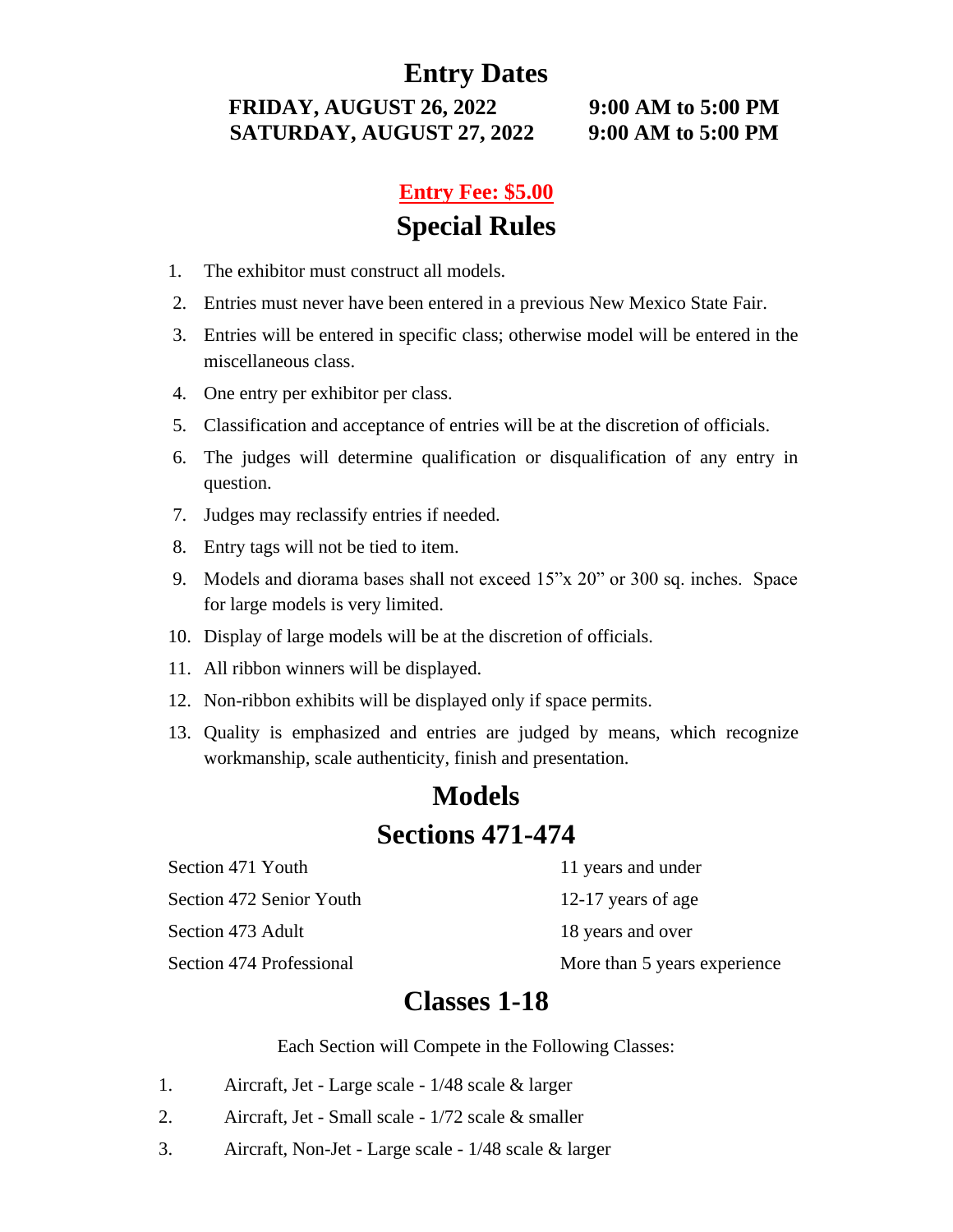## Entry Dates

| | |
|---|---|
| **FRIDAY, AUGUST 26, 2022** | **9:00 AM to 5:00 PM** |
| **SATURDAY, AUGUST 27, 2022** | **9:00 AM to 5:00 PM** |

**Entry Fee: $5.00**

## Special Rules

1. The exhibitor must construct all models.
2. Entries must never have been entered in a previous New Mexico State Fair.
3. Entries will be entered in specific class; otherwise model will be entered in the miscellaneous class.
4. One entry per exhibitor per class.
5. Classification and acceptance of entries will be at the discretion of officials.
6. The judges will determine qualification or disqualification of any entry in question.
7. Judges may reclassify entries if needed.
8. Entry tags will not be tied to item.
9. Models and diorama bases shall not exceed 15"x 20" or 300 sq. inches. Space for large models is very limited.
10. Display of large models will be at the discretion of officials.
11. All ribbon winners will be displayed.
12. Non-ribbon exhibits will be displayed only if space permits.
13. Quality is emphasized and entries are judged by means, which recognize workmanship, scale authenticity, finish and presentation.

## Models

## Sections 471-474

| | |
|---|---|
| Section 471 Youth | 11 years and under |
| Section 472 Senior Youth | 12-17 years of age |
| Section 473 Adult | 18 years and over |
| Section 474 Professional | More than 5 years experience |

## Classes 1-18

Each Section will Compete in the Following Classes:

1. Aircraft, Jet - Large scale - 1/48 scale & larger
2. Aircraft, Jet - Small scale - 1/72 scale & smaller
3. Aircraft, Non-Jet - Large scale - 1/48 scale & larger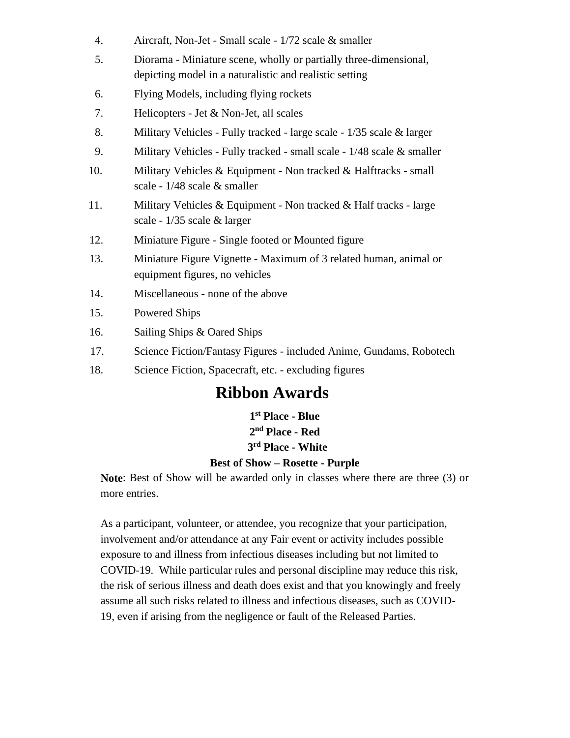4. Aircraft, Non-Jet - Small scale - 1/72 scale & smaller
5. Diorama - Miniature scene, wholly or partially three-dimensional, depicting model in a naturalistic and realistic setting
6. Flying Models, including flying rockets
7. Helicopters - Jet & Non-Jet, all scales
8. Military Vehicles - Fully tracked - large scale - 1/35 scale & larger
9. Military Vehicles - Fully tracked - small scale - 1/48 scale & smaller
10. Military Vehicles & Equipment - Non tracked & Halftracks - small scale - 1/48 scale & smaller
11. Military Vehicles & Equipment - Non tracked & Half tracks - large scale - 1/35 scale & larger
12. Miniature Figure - Single footed or Mounted figure
13. Miniature Figure Vignette - Maximum of 3 related human, animal or equipment figures, no vehicles
14. Miscellaneous - none of the above
15. Powered Ships
16. Sailing Ships & Oared Ships
17. Science Fiction/Fantasy Figures - included Anime, Gundams, Robotech
18. Science Fiction, Spacecraft, etc. - excluding figures

# Ribbon Awards

**1st Place - Blue**

**2nd Place - Red**

**3rd Place - White**

**Best of Show – Rosette - Purple**

**Note**: Best of Show will be awarded only in classes where there are three (3) or more entries.

As a participant, volunteer, or attendee, you recognize that your participation, involvement and/or attendance at any Fair event or activity includes possible exposure to and illness from infectious diseases including but not limited to COVID-19. While particular rules and personal discipline may reduce this risk, the risk of serious illness and death does exist and that you knowingly and freely assume all such risks related to illness and infectious diseases, such as COVID-19, even if arising from the negligence or fault of the Released Parties.